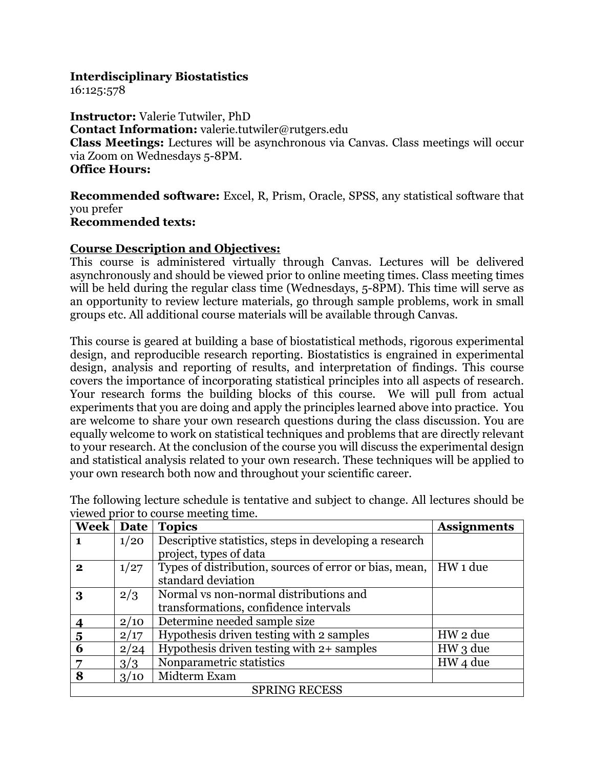**Interdisciplinary Biostatistics**
16:125:578

**Instructor:** Valerie Tutwiler, PhD
**Contact Information:** valerie.tutwiler@rutgers.edu
**Class Meetings:** Lectures will be asynchronous via Canvas. Class meetings will occur via Zoom on Wednesdays 5-8PM.
**Office Hours:**

**Recommended software:** Excel, R, Prism, Oracle, SPSS, any statistical software that you prefer
**Recommended texts:**

## Course Description and Objectives:

This course is administered virtually through Canvas. Lectures will be delivered asynchronously and should be viewed prior to online meeting times. Class meeting times will be held during the regular class time (Wednesdays, 5-8PM). This time will serve as an opportunity to review lecture materials, go through sample problems, work in small groups etc. All additional course materials will be available through Canvas.

This course is geared at building a base of biostatistical methods, rigorous experimental design, and reproducible research reporting. Biostatistics is engrained in experimental design, analysis and reporting of results, and interpretation of findings. This course covers the importance of incorporating statistical principles into all aspects of research. Your research forms the building blocks of this course. We will pull from actual experiments that you are doing and apply the principles learned above into practice. You are welcome to share your own research questions during the class discussion. You are equally welcome to work on statistical techniques and problems that are directly relevant to your research. At the conclusion of the course you will discuss the experimental design and statistical analysis related to your own research. These techniques will be applied to your own research both now and throughout your scientific career.

The following lecture schedule is tentative and subject to change. All lectures should be viewed prior to course meeting time.

| Week | Date | Topics | Assignments |
|---|---|---|---|
| **1** | 1/20 | Descriptive statistics, steps in developing a research project, types of data | |
| **2** | 1/27 | Types of distribution, sources of error or bias, mean, standard deviation | HW 1 due |
| **3** | 2/3 | Normal vs non-normal distributions and transformations, confidence intervals | |
| **4** | 2/10 | Determine needed sample size | |
| **5** | 2/17 | Hypothesis driven testing with 2 samples | HW 2 due |
| **6** | 2/24 | Hypothesis driven testing with 2+ samples | HW 3 due |
| **7** | 3/3 | Nonparametric statistics | HW 4 due |
| **8** | 3/10 | Midterm Exam | |
| SPRING RECESS | | | |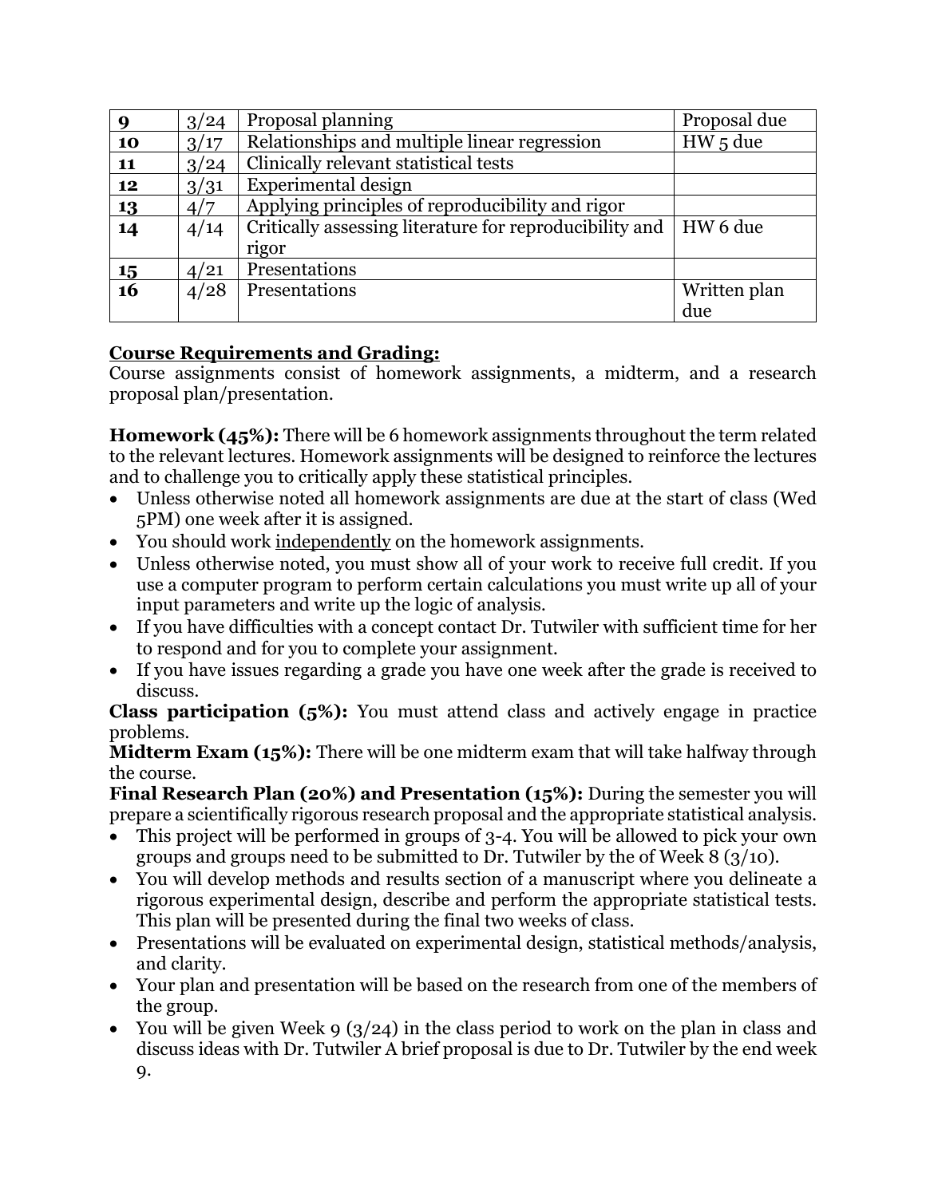| **9** | 3/24 | Proposal planning | Proposal due |
|---|---|---|---|
| **10** | 3/17 | Relationships and multiple linear regression | HW 5 due |
| **11** | 3/24 | Clinically relevant statistical tests | |
| **12** | 3/31 | Experimental design | |
| **13** | 4/7 | Applying principles of reproducibility and rigor | |
| **14** | 4/14 | Critically assessing literature for reproducibility and rigor | HW 6 due |
| **15** | 4/21 | Presentations | |
| **16** | 4/28 | Presentations | Written plan due |

**Course Requirements and Grading:**

Course assignments consist of homework assignments, a midterm, and a research proposal plan/presentation.

**Homework (45%):** There will be 6 homework assignments throughout the term related to the relevant lectures. Homework assignments will be designed to reinforce the lectures and to challenge you to critically apply these statistical principles.

- Unless otherwise noted all homework assignments are due at the start of class (Wed 5PM) one week after it is assigned.
- You should work independently on the homework assignments.
- Unless otherwise noted, you must show all of your work to receive full credit. If you use a computer program to perform certain calculations you must write up all of your input parameters and write up the logic of analysis.
- If you have difficulties with a concept contact Dr. Tutwiler with sufficient time for her to respond and for you to complete your assignment.
- If you have issues regarding a grade you have one week after the grade is received to discuss.

**Class participation (5%):** You must attend class and actively engage in practice problems.

**Midterm Exam (15%):** There will be one midterm exam that will take halfway through the course.

**Final Research Plan (20%) and Presentation (15%):** During the semester you will prepare a scientifically rigorous research proposal and the appropriate statistical analysis.

- This project will be performed in groups of 3-4. You will be allowed to pick your own groups and groups need to be submitted to Dr. Tutwiler by the of Week 8 (3/10).
- You will develop methods and results section of a manuscript where you delineate a rigorous experimental design, describe and perform the appropriate statistical tests. This plan will be presented during the final two weeks of class.
- Presentations will be evaluated on experimental design, statistical methods/analysis, and clarity.
- Your plan and presentation will be based on the research from one of the members of the group.
- You will be given Week 9 (3/24) in the class period to work on the plan in class and discuss ideas with Dr. Tutwiler A brief proposal is due to Dr. Tutwiler by the end week 9.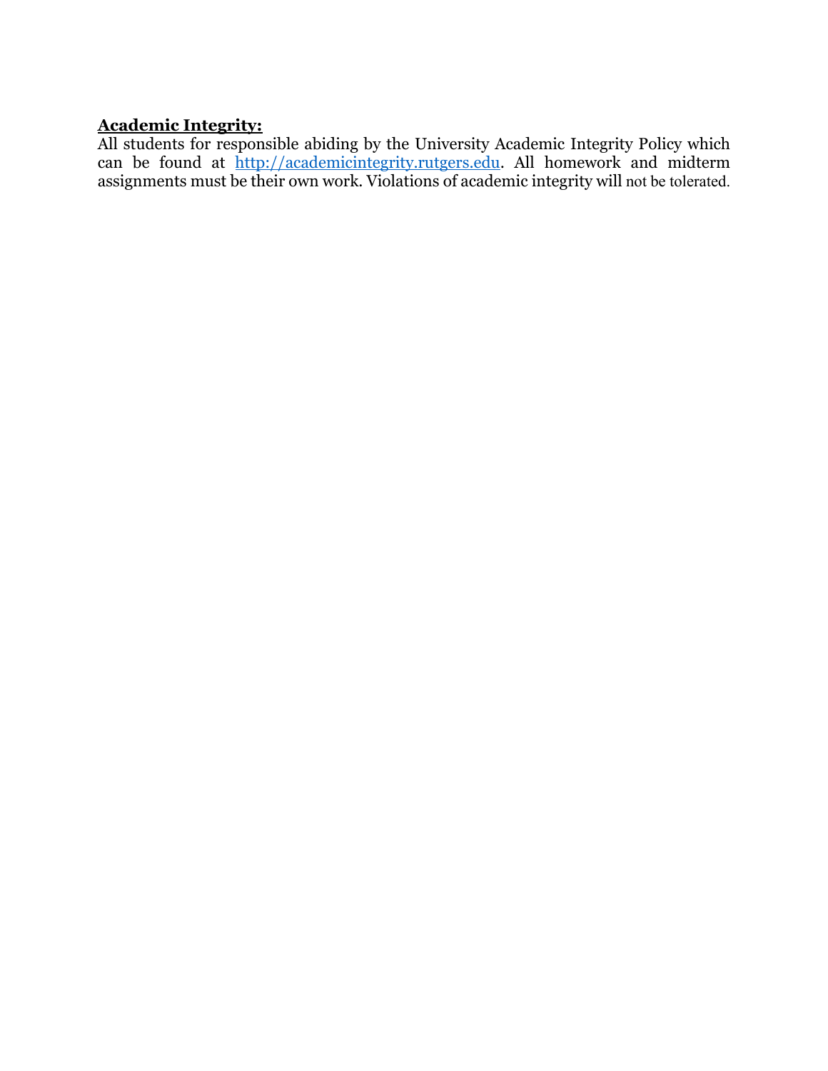**Academic Integrity:**

All students for responsible abiding by the University Academic Integrity Policy which can be found at [http://academicintegrity.rutgers.edu](http://academicintegrity.rutgers.edu). All homework and midterm assignments must be their own work. Violations of academic integrity will not be tolerated.